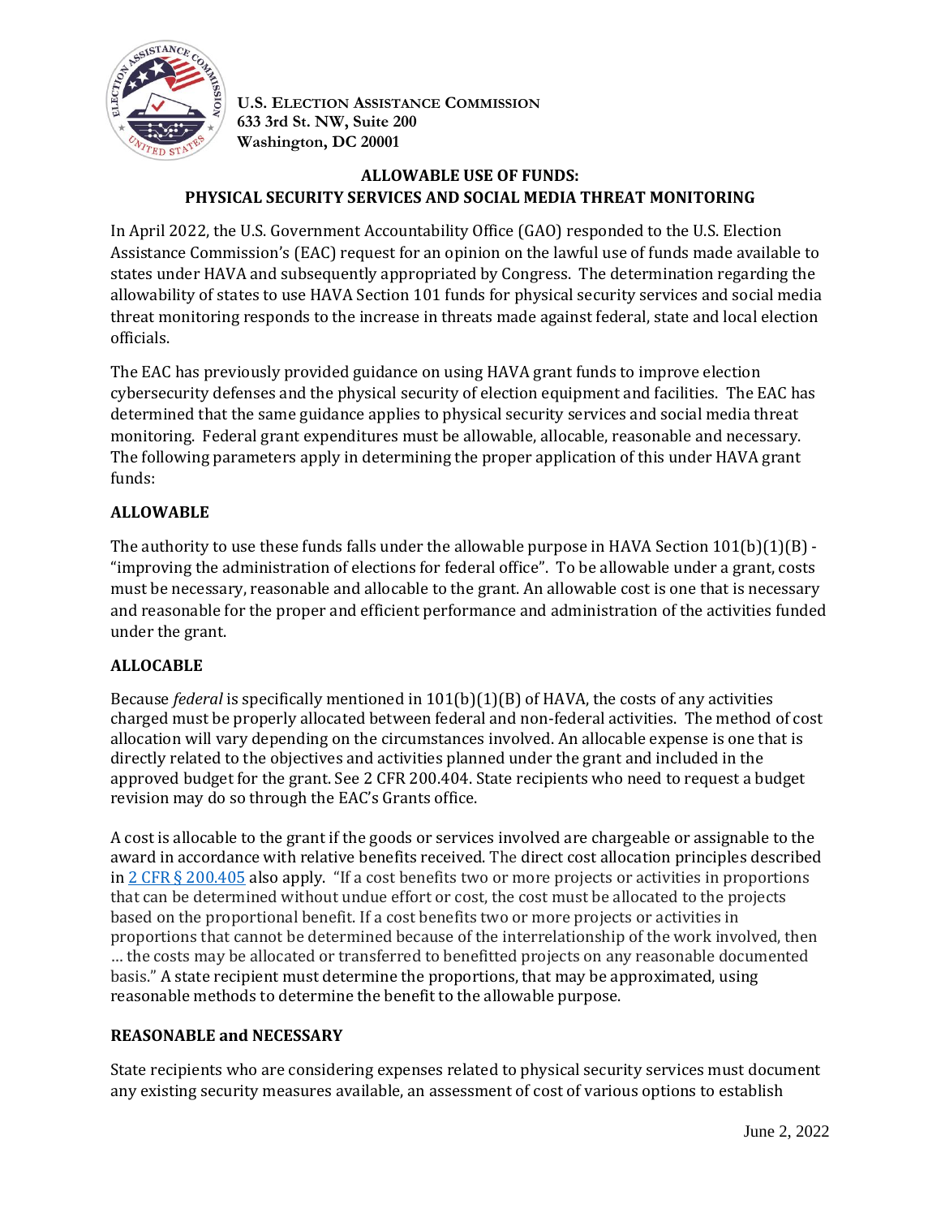**U.S. ELECTION ASSISTANCE COMMISSION**
**633 3rd St. NW, Suite 200**
**Washington, DC 20001**

## ALLOWABLE USE OF FUNDS: PHYSICAL SECURITY SERVICES AND SOCIAL MEDIA THREAT MONITORING

In April 2022, the U.S. Government Accountability Office (GAO) responded to the U.S. Election Assistance Commission's (EAC) request for an opinion on the lawful use of funds made available to states under HAVA and subsequently appropriated by Congress. The determination regarding the allowability of states to use HAVA Section 101 funds for physical security services and social media threat monitoring responds to the increase in threats made against federal, state and local election officials.

The EAC has previously provided guidance on using HAVA grant funds to improve election cybersecurity defenses and the physical security of election equipment and facilities. The EAC has determined that the same guidance applies to physical security services and social media threat monitoring. Federal grant expenditures must be allowable, allocable, reasonable and necessary. The following parameters apply in determining the proper application of this under HAVA grant funds:

### ALLOWABLE

The authority to use these funds falls under the allowable purpose in HAVA Section 101(b)(1)(B) - "improving the administration of elections for federal office". To be allowable under a grant, costs must be necessary, reasonable and allocable to the grant. An allowable cost is one that is necessary and reasonable for the proper and efficient performance and administration of the activities funded under the grant.

### ALLOCABLE

Because *federal* is specifically mentioned in 101(b)(1)(B) of HAVA, the costs of any activities charged must be properly allocated between federal and non-federal activities. The method of cost allocation will vary depending on the circumstances involved. An allocable expense is one that is directly related to the objectives and activities planned under the grant and included in the approved budget for the grant. See 2 CFR 200.404. State recipients who need to request a budget revision may do so through the EAC's Grants office.

A cost is allocable to the grant if the goods or services involved are chargeable or assignable to the award in accordance with relative benefits received. The direct cost allocation principles described in 2 CFR § 200.405 also apply. "If a cost benefits two or more projects or activities in proportions that can be determined without undue effort or cost, the cost must be allocated to the projects based on the proportional benefit. If a cost benefits two or more projects or activities in proportions that cannot be determined because of the interrelationship of the work involved, then … the costs may be allocated or transferred to benefitted projects on any reasonable documented basis." A state recipient must determine the proportions, that may be approximated, using reasonable methods to determine the benefit to the allowable purpose.

### REASONABLE and NECESSARY

State recipients who are considering expenses related to physical security services must document any existing security measures available, an assessment of cost of various options to establish

June 2, 2022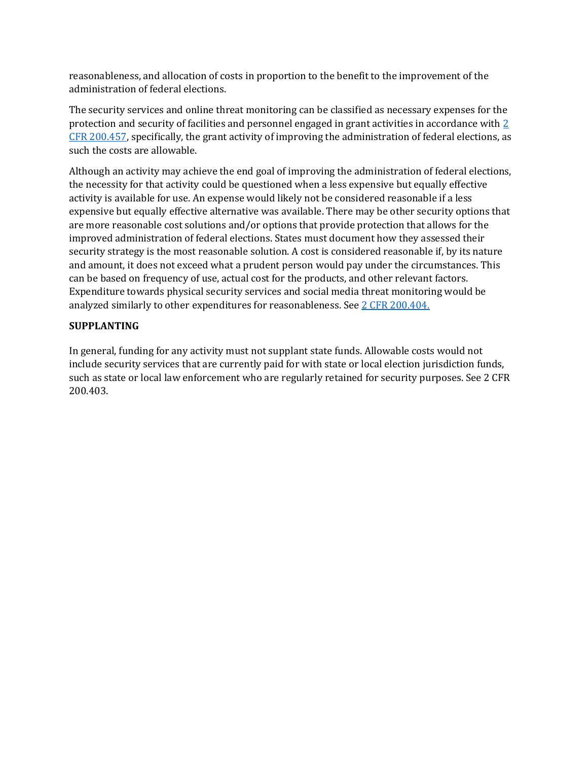reasonableness, and allocation of costs in proportion to the benefit to the improvement of the administration of federal elections.

The security services and online threat monitoring can be classified as necessary expenses for the protection and security of facilities and personnel engaged in grant activities in accordance with 2 CFR 200.457, specifically, the grant activity of improving the administration of federal elections, as such the costs are allowable.

Although an activity may achieve the end goal of improving the administration of federal elections, the necessity for that activity could be questioned when a less expensive but equally effective activity is available for use. An expense would likely not be considered reasonable if a less expensive but equally effective alternative was available. There may be other security options that are more reasonable cost solutions and/or options that provide protection that allows for the improved administration of federal elections. States must document how they assessed their security strategy is the most reasonable solution. A cost is considered reasonable if, by its nature and amount, it does not exceed what a prudent person would pay under the circumstances. This can be based on frequency of use, actual cost for the products, and other relevant factors. Expenditure towards physical security services and social media threat monitoring would be analyzed similarly to other expenditures for reasonableness. See 2 CFR 200.404.

**SUPPLANTING**

In general, funding for any activity must not supplant state funds. Allowable costs would not include security services that are currently paid for with state or local election jurisdiction funds, such as state or local law enforcement who are regularly retained for security purposes. See 2 CFR 200.403.